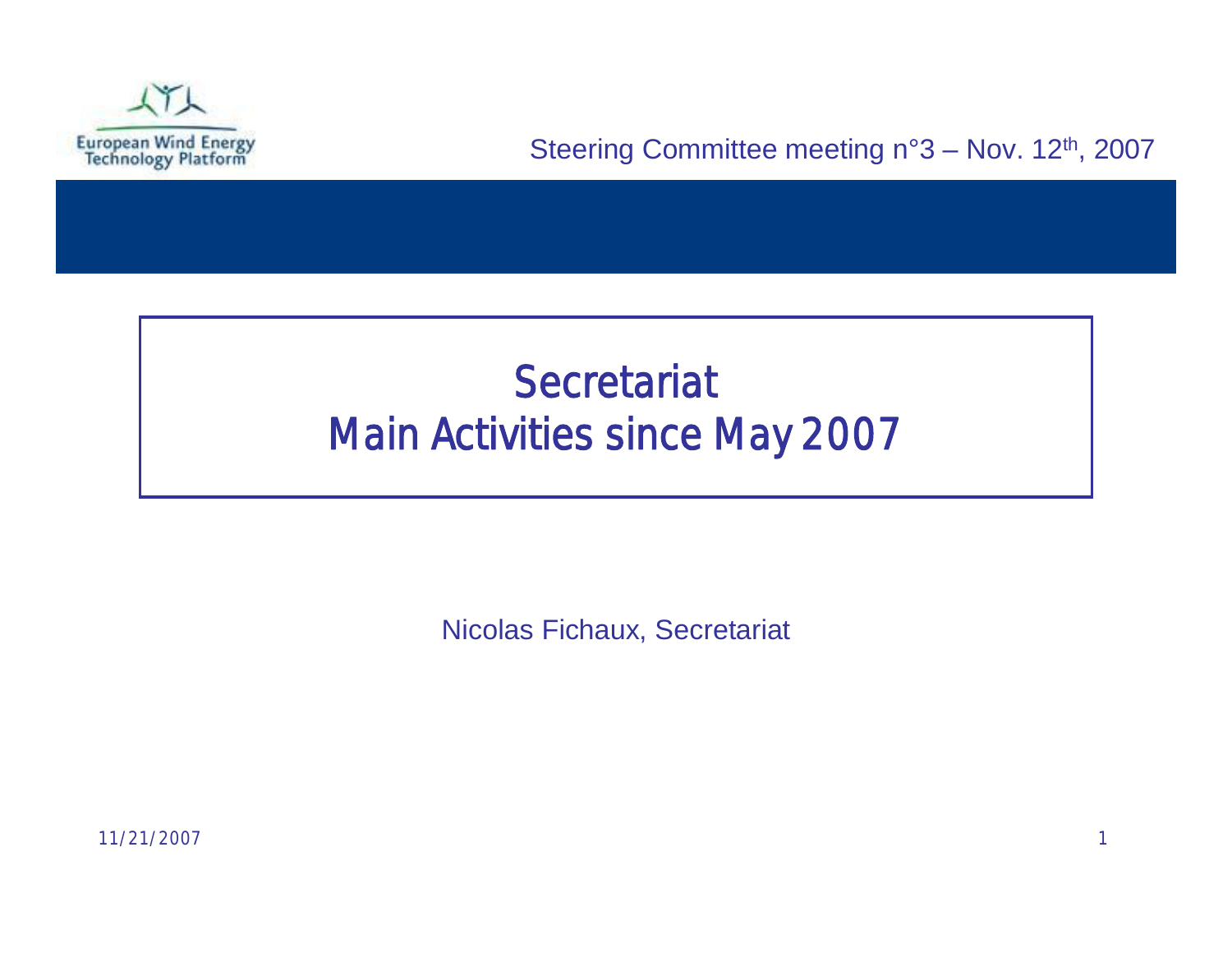European Wind Energy Technology Platform

Steering Committee meeting n°3 – Nov. 12th, 2007

# Secretariat
# Main Activities since May 2007

Nicolas Fichaux, Secretariat

11/21/2007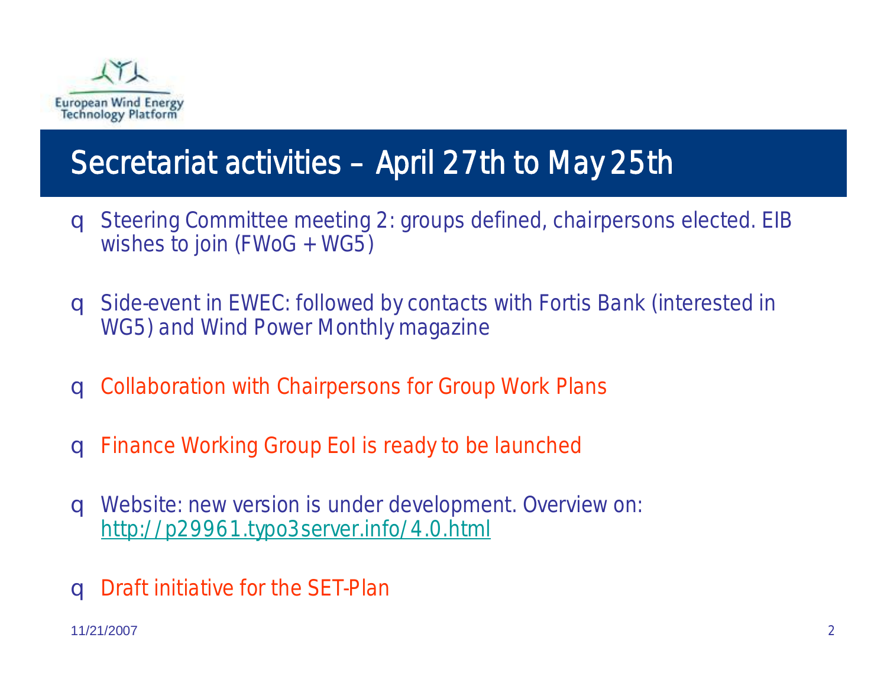# Secretariat activities – April 27th to May 25th

- Steering Committee meeting 2: groups defined, chairpersons elected. EIB wishes to join (FWoG + WG5)
- Side-event in EWEC: followed by contacts with Fortis Bank (interested in WG5) and Wind Power Monthly magazine
- Collaboration with Chairpersons for Group Work Plans
- Finance Working Group EoI is ready to be launched
- Website: new version is under development. Overview on: http://p29961.typo3server.info/4.0.html
- Draft initiative for the SET-Plan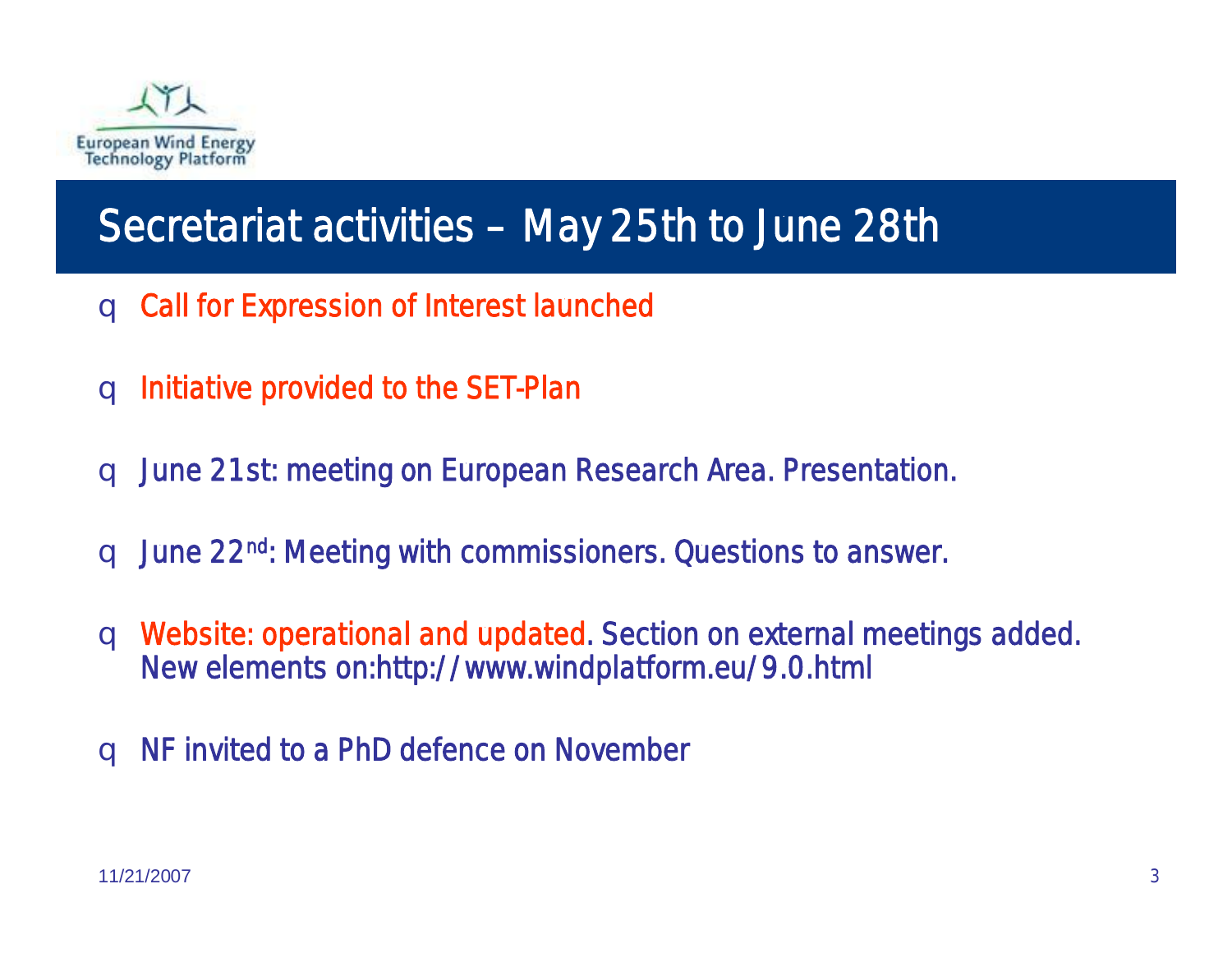European Wind Energy Technology Platform

# Secretariat activities – May 25th to June 28th

- Call for Expression of Interest launched
- Initiative provided to the SET-Plan
- June 21st: meeting on European Research Area. Presentation.
- June 22nd: Meeting with commissioners. Questions to answer.
- Website: operational and updated. Section on external meetings added. New elements on:http://www.windplatform.eu/9.0.html
- NF invited to a PhD defence on November

11/21/2007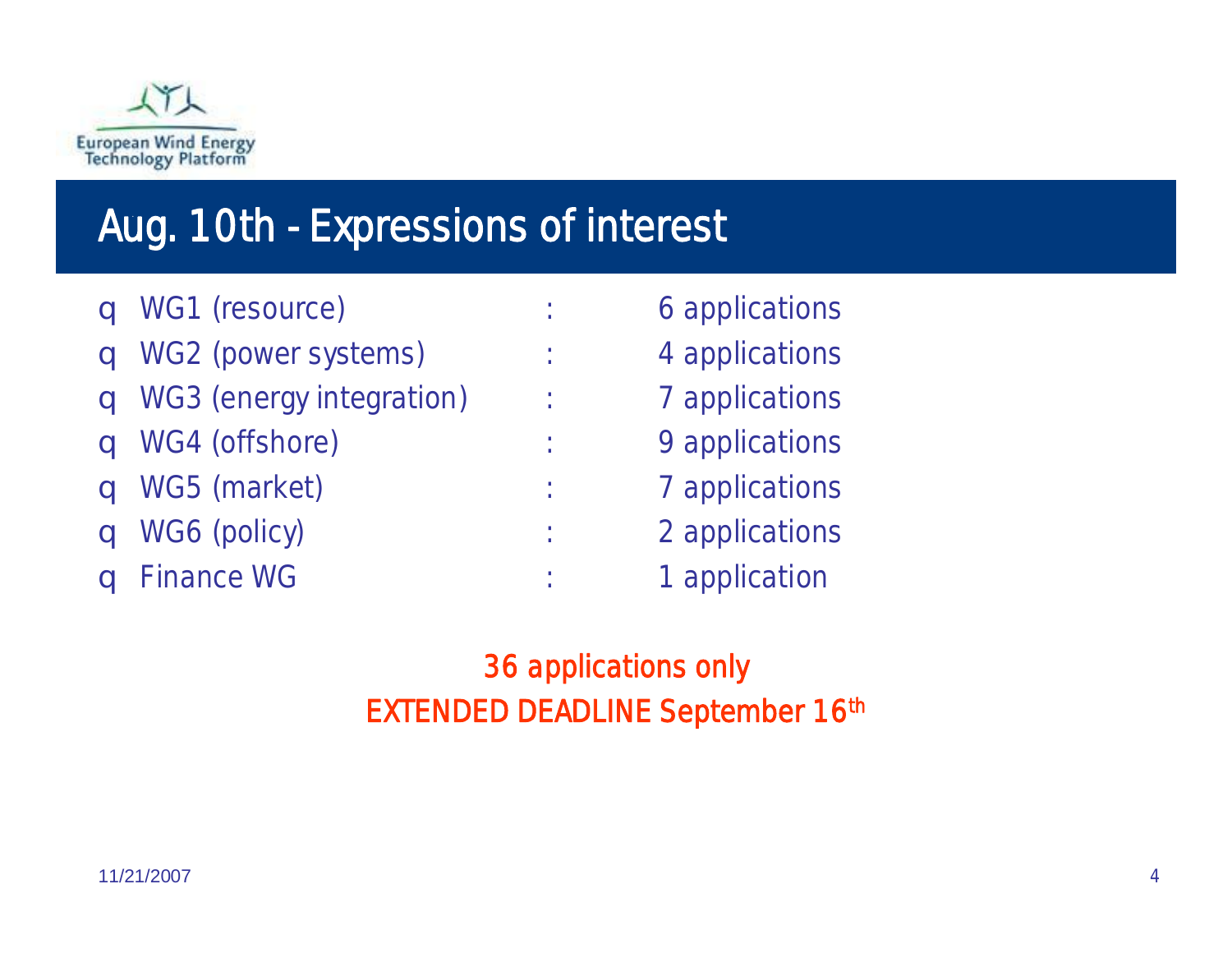# Aug. 10th - Expressions of interest

- WG1 (resource) : 6 applications
- WG2 (power systems) : 4 applications
- WG3 (energy integration) : 7 applications
- WG4 (offshore) : 9 applications
- WG5 (market) : 7 applications
- WG6 (policy) : 2 applications
- Finance WG : 1 application

36 applications only

EXTENDED DEADLINE September 16th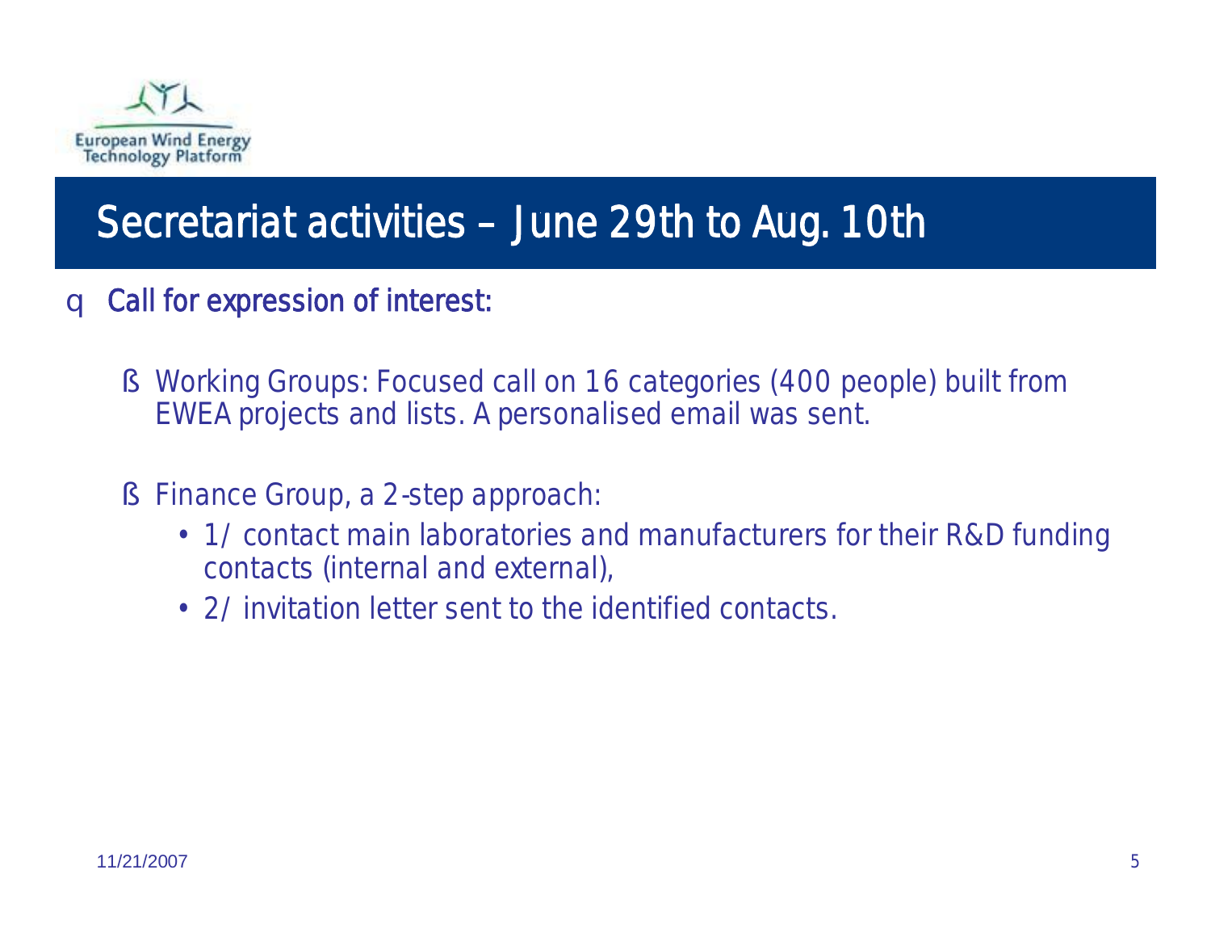# Secretariat activities – June 29th to Aug. 10th

- Call for expression of interest:
  - Working Groups: Focused call on 16 categories (400 people) built from EWEA projects and lists. A personalised email was sent.
  - Finance Group, a 2-step approach:
    - 1/ contact main laboratories and manufacturers for their R&D funding contacts (internal and external),
    - 2/ invitation letter sent to the identified contacts.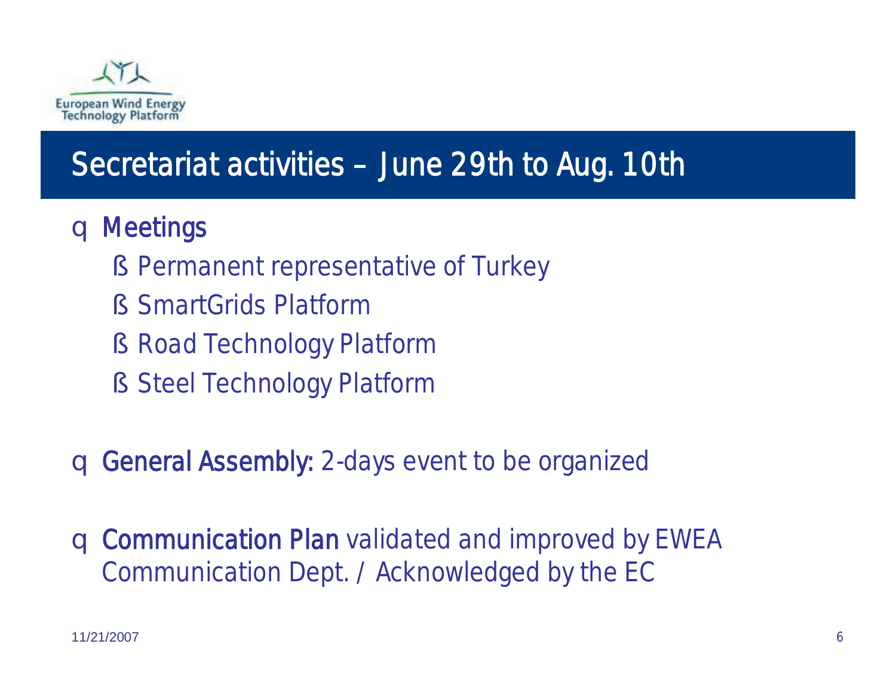European Wind Energy Technology Platform

# Secretariat activities – June 29th to Aug. 10th

- **Meetings**
  - Permanent representative of Turkey
  - SmartGrids Platform
  - Road Technology Platform
  - Steel Technology Platform

- **General Assembly:** 2-days event to be organized

- **Communication Plan** validated and improved by EWEA Communication Dept. / Acknowledged by the EC

11/21/2007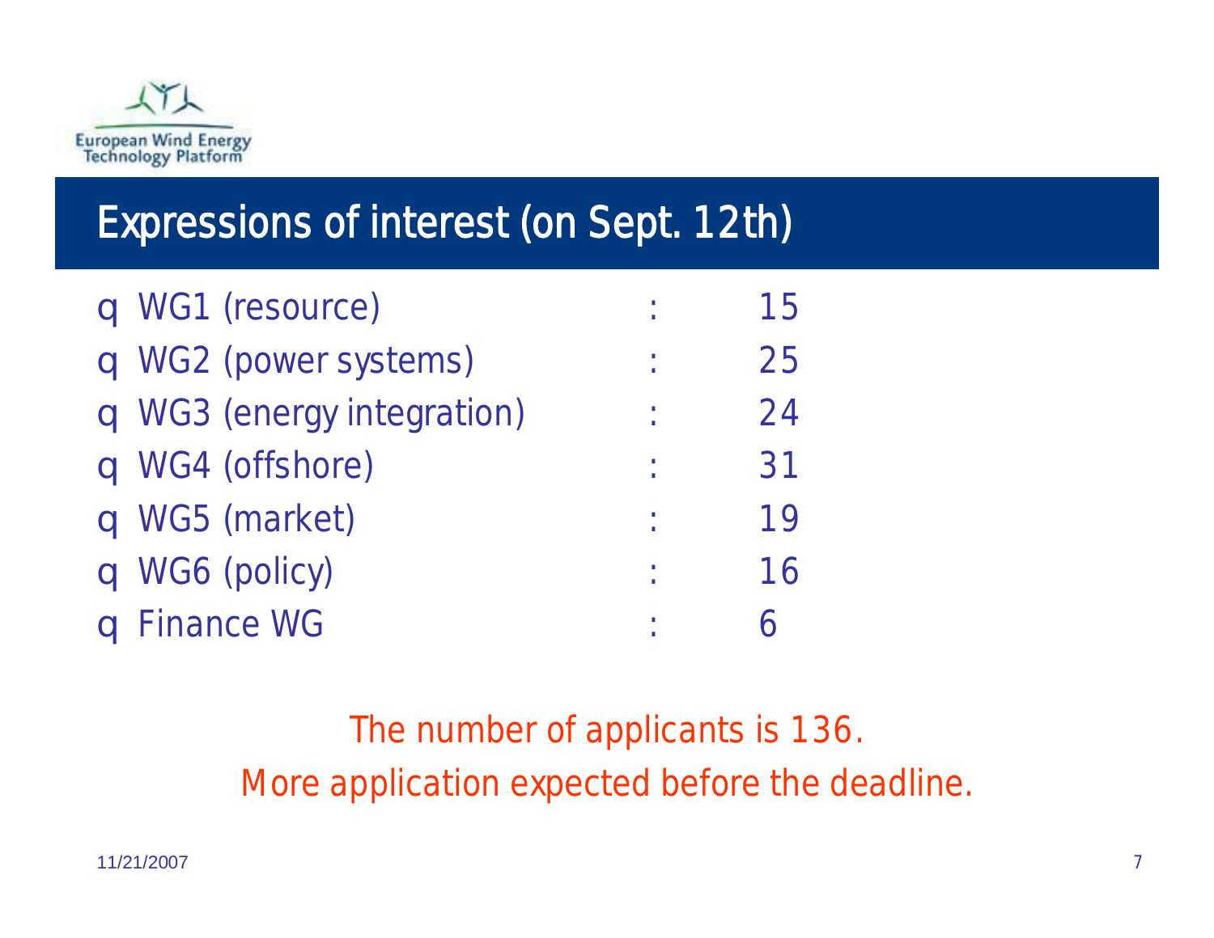European Wind Energy Technology Platform

# Expressions of interest (on Sept. 12th)

- WG1 (resource) : 15
- WG2 (power systems) : 25
- WG3 (energy integration) : 24
- WG4 (offshore) : 31
- WG5 (market) : 19
- WG6 (policy) : 16
- Finance WG : 6

The number of applicants is 136.

More application expected before the deadline.

11/21/2007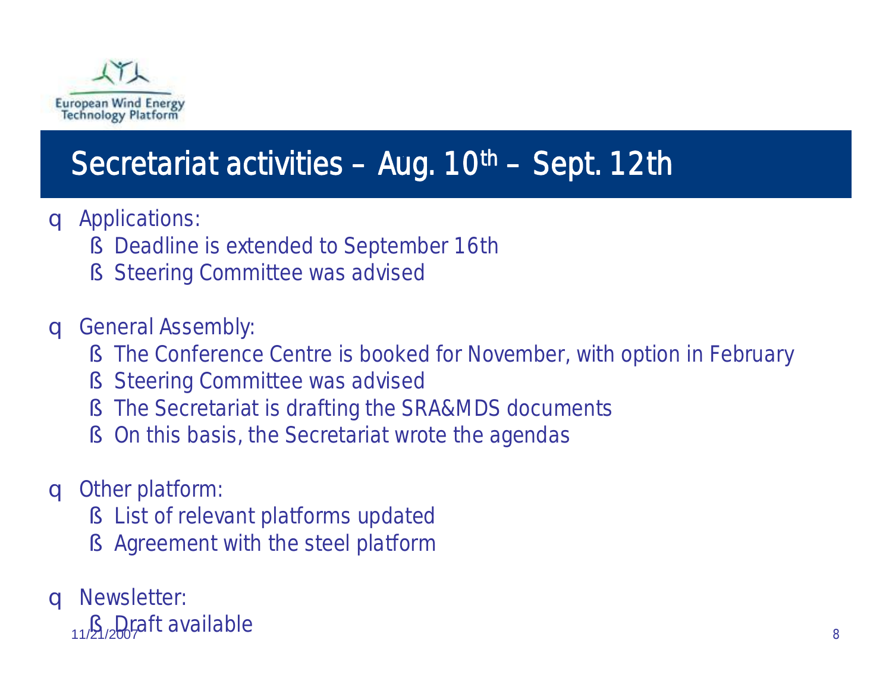# Secretariat activities – Aug. 10th – Sept. 12th

- Applications:
  - Deadline is extended to September 16th
  - Steering Committee was advised
- General Assembly:
  - The Conference Centre is booked for November, with option in February
  - Steering Committee was advised
  - The Secretariat is drafting the SRA&MDS documents
  - On this basis, the Secretariat wrote the agendas
- Other platform:
  - List of relevant platforms updated
  - Agreement with the steel platform
- Newsletter:
  - Draft available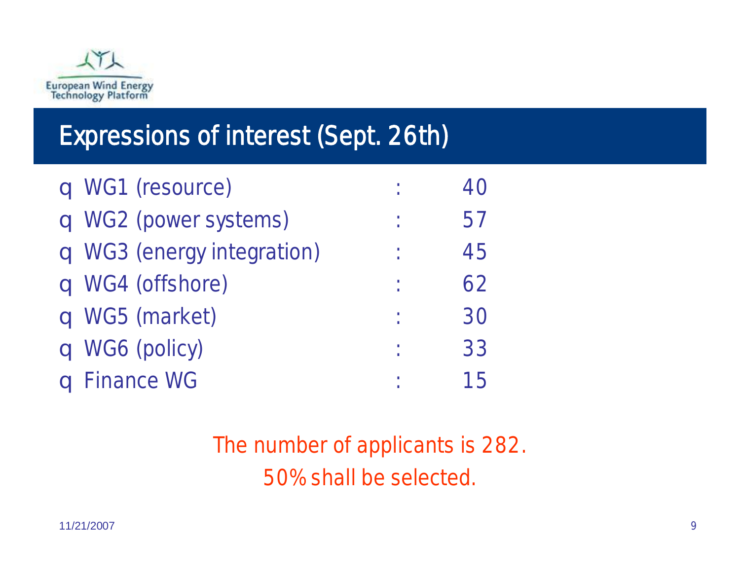European Wind Energy Technology Platform

## Expressions of interest (Sept. 26th)

- WG1 (resource) : 40
- WG2 (power systems) : 57
- WG3 (energy integration) : 45
- WG4 (offshore) : 62
- WG5 (market) : 30
- WG6 (policy) : 33
- Finance WG : 15

The number of applicants is 282.

50% shall be selected.

11/21/2007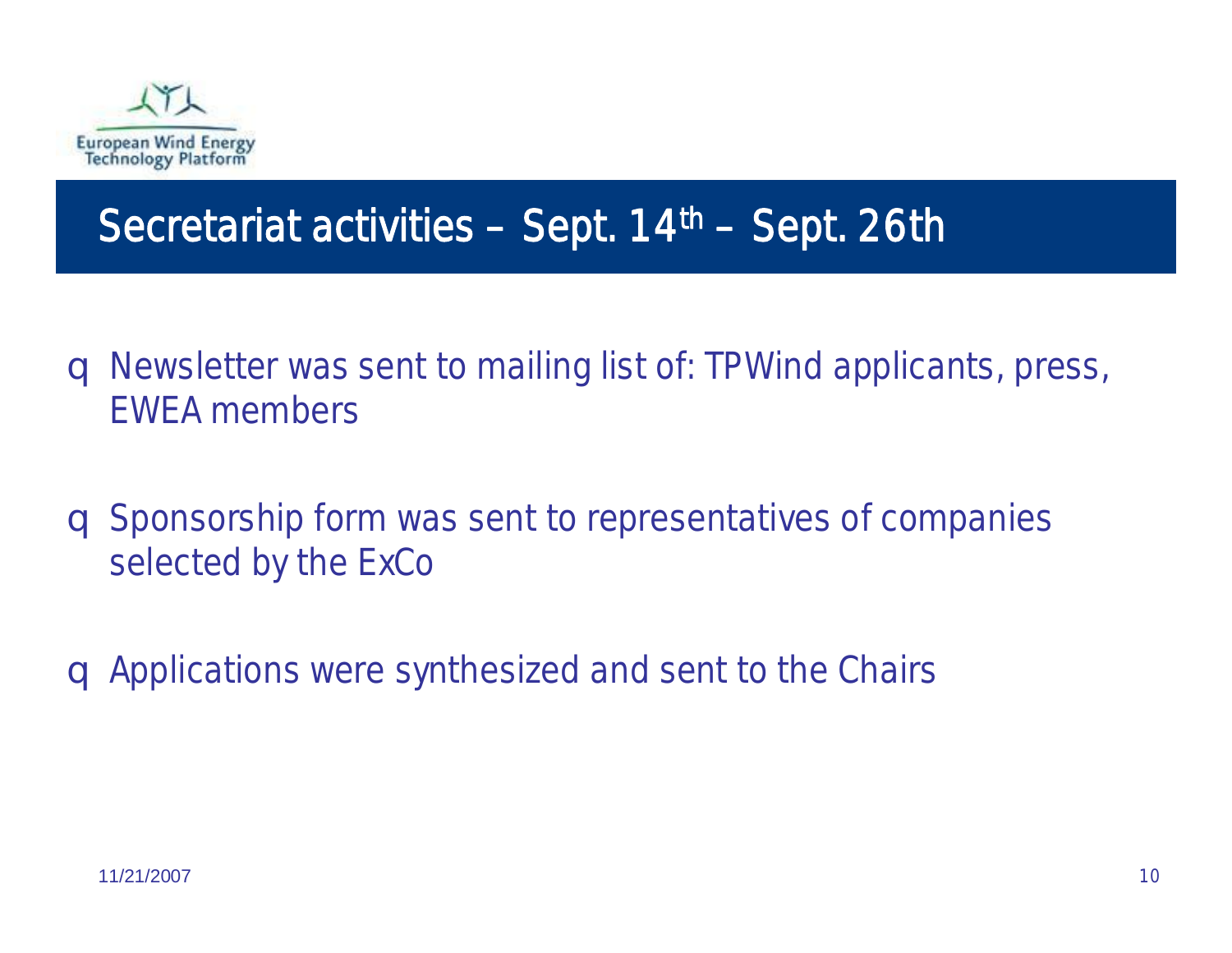European Wind Energy Technology Platform

# Secretariat activities – Sept. 14th – Sept. 26th

- Newsletter was sent to mailing list of: TPWind applicants, press, EWEA members
- Sponsorship form was sent to representatives of companies selected by the ExCo
- Applications were synthesized and sent to the Chairs

11/21/2007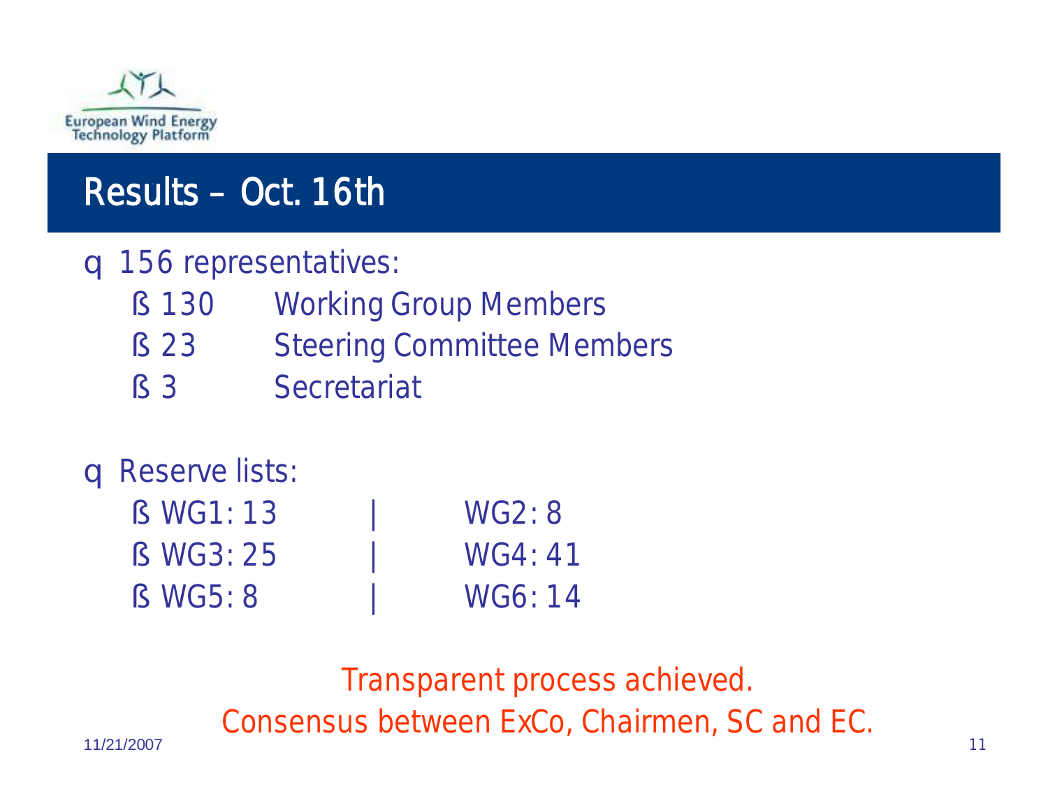## Results – Oct. 16th

- 156 representatives:
  - 130 Working Group Members
  - 23 Steering Committee Members
  - 3 Secretariat

- Reserve lists:
  - WG1: 13 | WG2: 8
  - WG3: 25 | WG4: 41
  - WG5: 8 | WG6: 14

Transparent process achieved.

Consensus between ExCo, Chairmen, SC and EC.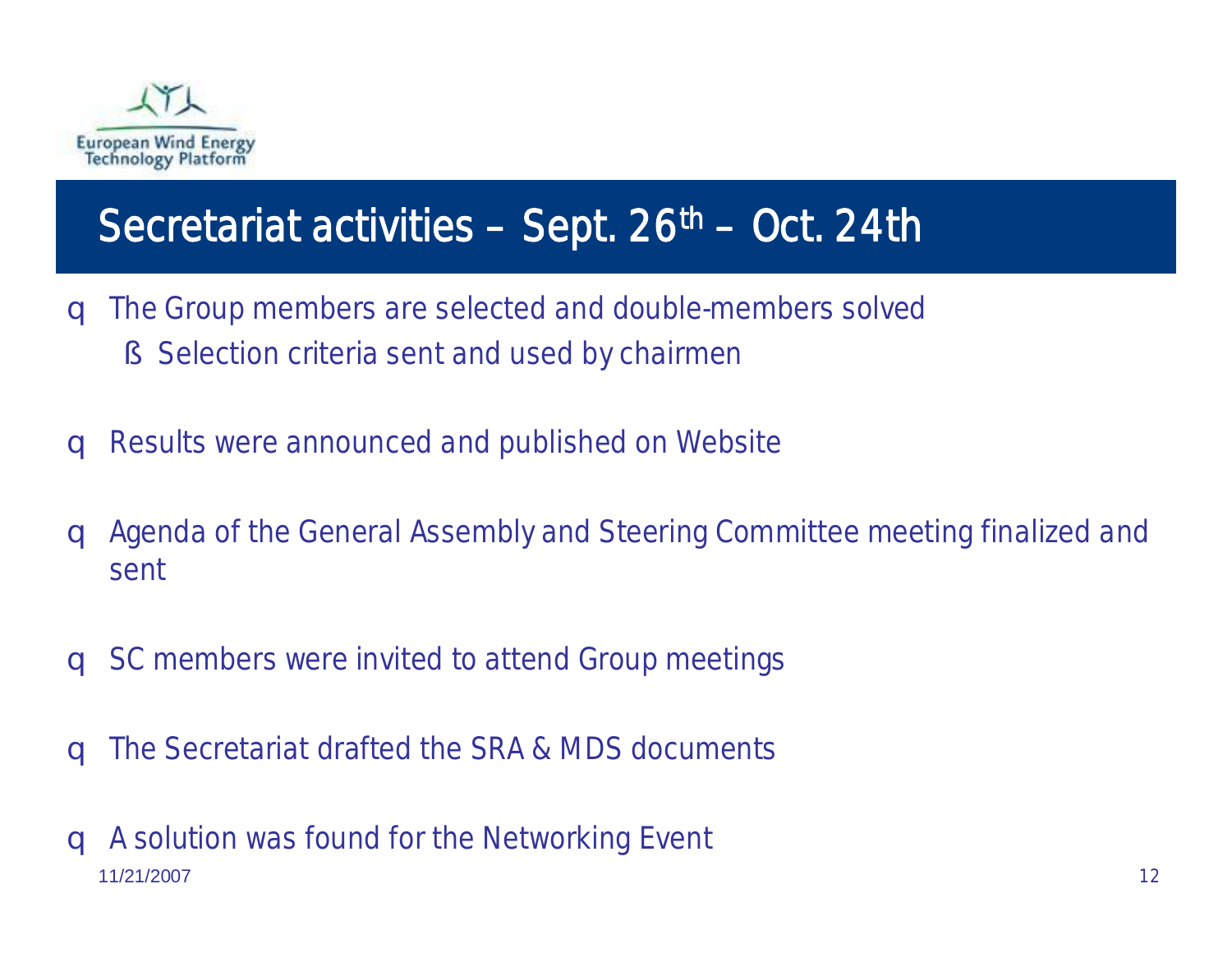European Wind Energy Technology Platform

# Secretariat activities – Sept. 26th – Oct. 24th

- The Group members are selected and double-members solved
  - Selection criteria sent and used by chairmen
- Results were announced and published on Website
- Agenda of the General Assembly and Steering Committee meeting finalized and sent
- SC members were invited to attend Group meetings
- The Secretariat drafted the SRA & MDS documents
- A solution was found for the Networking Event

11/21/2007